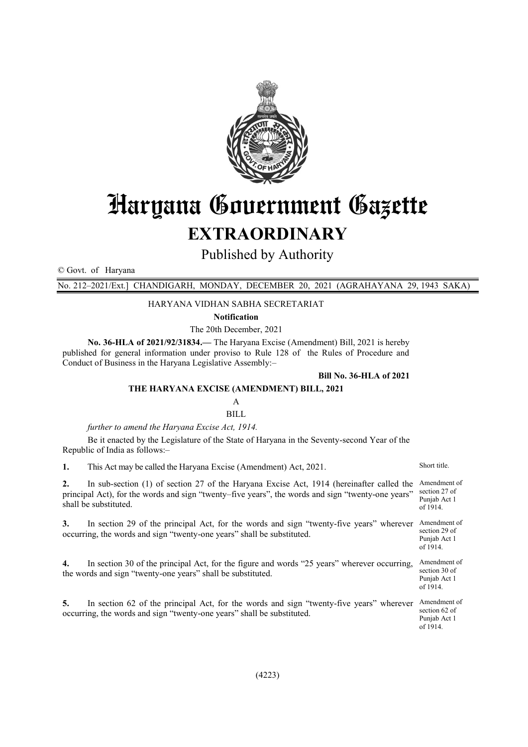# Haryana Government Gazette

## EXTRAORDINARY

Published by Authority

© Govt. of Haryana

No. 212–2021/Ext.] CHANDIGARH, MONDAY, DECEMBER 20, 2021 (AGRAHAYANA 29, 1943 SAKA)

HARYANA VIDHAN SABHA SECRETARIAT

**Notification**

The 20th December, 2021

**No. 36-HLA of 2021/92/31834.—** The Haryana Excise (Amendment) Bill, 2021 is hereby published for general information under proviso to Rule 128 of the Rules of Procedure and Conduct of Business in the Haryana Legislative Assembly:–

**Bill No. 36-HLA of 2021**

**THE HARYANA EXCISE (AMENDMENT) BILL, 2021**

A

BILL

*further to amend the Haryana Excise Act, 1914.*

Be it enacted by the Legislature of the State of Haryana in the Seventy-second Year of the Republic of India as follows:–

**1.** This Act may be called the Haryana Excise (Amendment) Act, 2021. — Short title.

**2.** In sub-section (1) of section 27 of the Haryana Excise Act, 1914 (hereinafter called the principal Act), for the words and sign "twenty–five years", the words and sign "twenty-one years" shall be substituted. — Amendment of section 27 of Punjab Act 1 of 1914.

**3.** In section 29 of the principal Act, for the words and sign "twenty-five years" wherever occurring, the words and sign "twenty-one years" shall be substituted. — Amendment of section 29 of Punjab Act 1 of 1914.

**4.** In section 30 of the principal Act, for the figure and words "25 years" wherever occurring, the words and sign "twenty-one years" shall be substituted. — Amendment of section 30 of Punjab Act 1 of 1914.

**5.** In section 62 of the principal Act, for the words and sign "twenty-five years" wherever occurring, the words and sign "twenty-one years" shall be substituted. — Amendment of section 62 of Punjab Act 1 of 1914.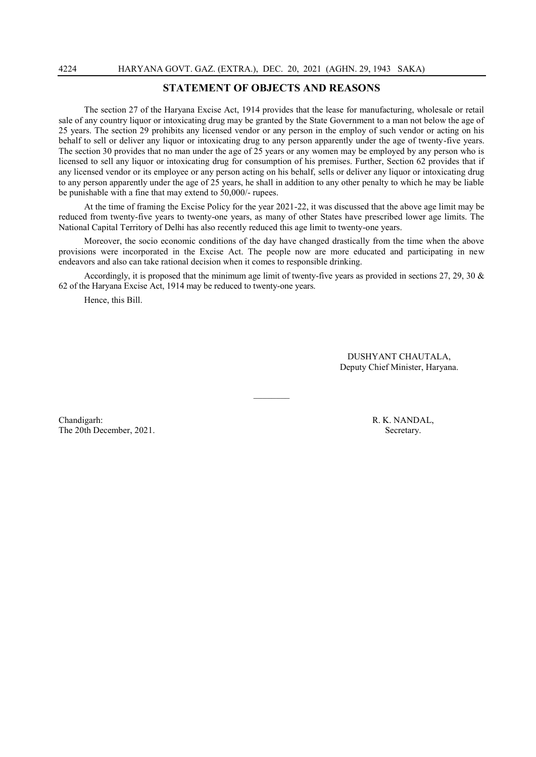## STATEMENT OF OBJECTS AND REASONS

The section 27 of the Haryana Excise Act, 1914 provides that the lease for manufacturing, wholesale or retail sale of any country liquor or intoxicating drug may be granted by the State Government to a man not below the age of 25 years. The section 29 prohibits any licensed vendor or any person in the employ of such vendor or acting on his behalf to sell or deliver any liquor or intoxicating drug to any person apparently under the age of twenty-five years. The section 30 provides that no man under the age of 25 years or any women may be employed by any person who is licensed to sell any liquor or intoxicating drug for consumption of his premises. Further, Section 62 provides that if any licensed vendor or its employee or any person acting on his behalf, sells or deliver any liquor or intoxicating drug to any person apparently under the age of 25 years, he shall in addition to any other penalty to which he may be liable be punishable with a fine that may extend to 50,000/- rupees.

At the time of framing the Excise Policy for the year 2021-22, it was discussed that the above age limit may be reduced from twenty-five years to twenty-one years, as many of other States have prescribed lower age limits. The National Capital Territory of Delhi has also recently reduced this age limit to twenty-one years.

Moreover, the socio economic conditions of the day have changed drastically from the time when the above provisions were incorporated in the Excise Act. The people now are more educated and participating in new endeavors and also can take rational decision when it comes to responsible drinking.

Accordingly, it is proposed that the minimum age limit of twenty-five years as provided in sections 27, 29, 30 & 62 of the Haryana Excise Act, 1914 may be reduced to twenty-one years.

Hence, this Bill.

DUSHYANT CHAUTALA,
Deputy Chief Minister, Haryana.

---

Chandigarh:
The 20th December, 2021.

R. K. NANDAL,
Secretary.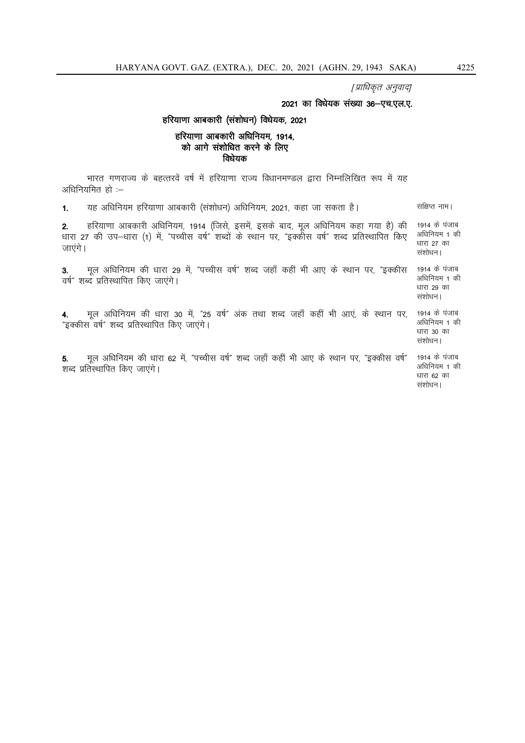*[प्राधिकृत अनुवाद]*

**2021 का विधेयक संख्या 36–एच.एल.ए.**

## हरियाणा आबकारी (संशोधन) विधेयक, 2021

### हरियाणा आबकारी अधिनियम, 1914, को आगे संशोधित करने के लिए विधेयक

भारत गणराज्य के बहत्तरवें वर्ष में हरियाणा राज्य विधानमण्डल द्वारा निम्नलिखित रूप में यह अधिनियमित हो :–

**1.** यह अधिनियम हरियाणा आबकारी (संशोधन) अधिनियम, 2021, कहा जा सकता है। *(संक्षिप्त नाम।)*

**2.** हरियाणा आबकारी अधिनियम, 1914 (जिसे, इसमें, इसके बाद, मूल अधिनियम कहा गया है) की धारा 27 की उप–धारा (1) में, "पच्चीस वर्ष" शब्दों के स्थान पर, "इक्कीस वर्ष" शब्द प्रतिस्थापित किए जाएंगे। *(1914 के पंजाब अधिनियम 1 की धारा 27 का संशोधन।)*

**3.** मूल अधिनियम की धारा 29 में, "पच्चीस वर्ष" शब्द जहाँ कहीं भी आए के स्थान पर, "इक्कीस वर्ष" शब्द प्रतिस्थापित किए जाएंगे। *(1914 के पंजाब अधिनियम 1 की धारा 29 का संशोधन।)*

**4.** मूल अधिनियम की धारा 30 में, "25 वर्ष" अंक तथा शब्द जहाँ कहीं भी आएं, के स्थान पर, "इक्कीस वर्ष" शब्द प्रतिस्थापित किए जाएंगे। *(1914 के पंजाब अधिनियम 1 की धारा 30 का संशोधन।)*

**5.** मूल अधिनियम की धारा 62 में, "पच्चीस वर्ष" शब्द जहाँ कहीं भी आए के स्थान पर, "इक्कीस वर्ष" शब्द प्रतिस्थापित किए जाएंगे। *(1914 के पंजाब अधिनियम 1 की धारा 62 का संशोधन।)*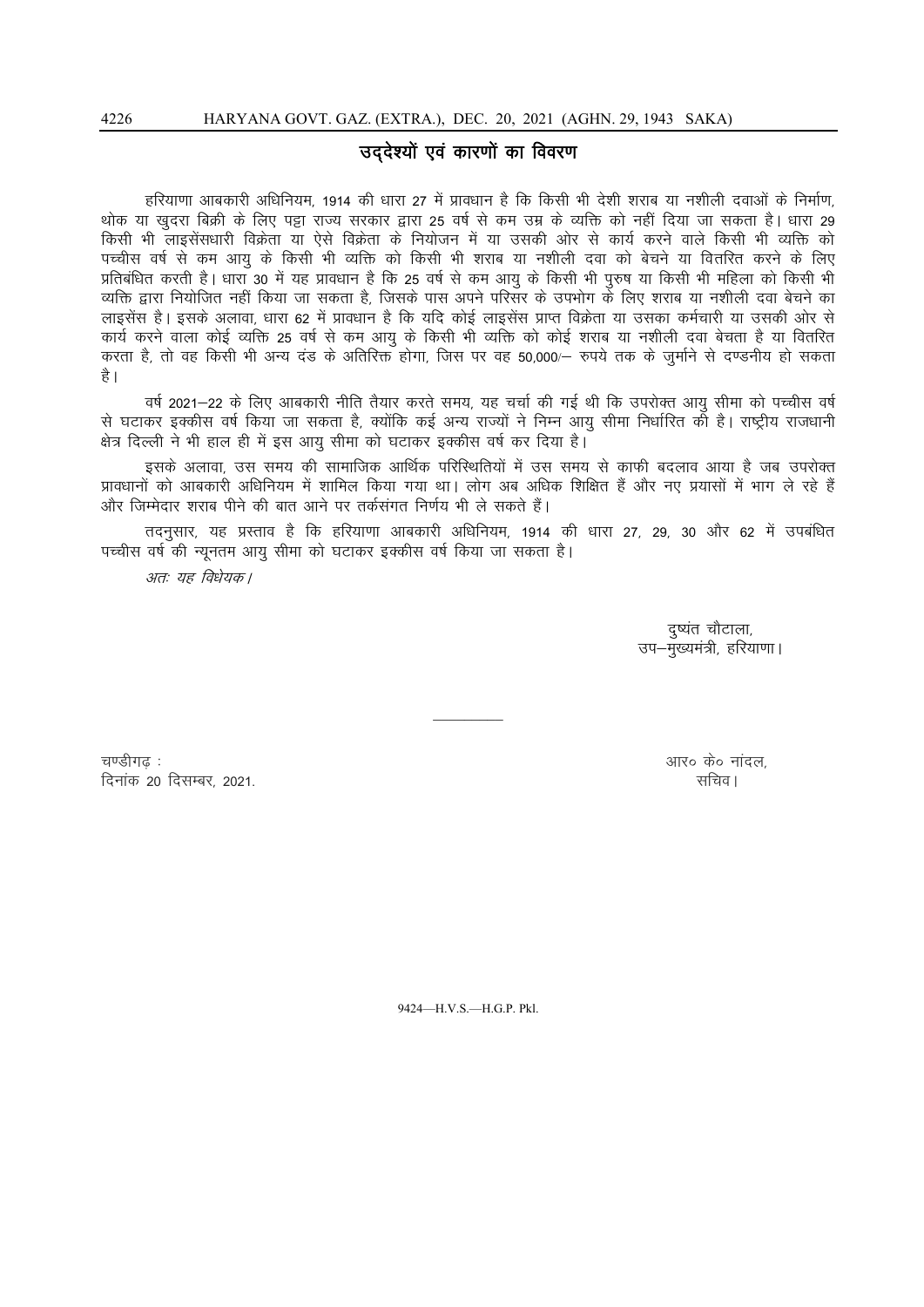## उद्देश्यों एवं कारणों का विवरण

हरियाणा आबकारी अधिनियम, 1914 की धारा 27 में प्रावधान है कि किसी भी देशी शराब या नशीली दवाओं के निर्माण, थोक या खुदरा बिक्री के लिए पट्टा राज्य सरकार द्वारा 25 वर्ष से कम उम्र के व्यक्ति को नहीं दिया जा सकता है। धारा 29 किसी भी लाइसेंसधारी विक्रेता या ऐसे विक्रेता के नियोजन में या उसकी ओर से कार्य करने वाले किसी भी व्यक्ति को पच्चीस वर्ष से कम आयु के किसी भी व्यक्ति को किसी भी शराब या नशीली दवा को बेचने या वितरित करने के लिए प्रतिबंधित करती है। धारा 30 में यह प्रावधान है कि 25 वर्ष से कम आयु के किसी भी पुरुष या किसी भी महिला को किसी भी व्यक्ति द्वारा नियोजित नहीं किया जा सकता है, जिसके पास अपने परिसर के उपभोग के लिए शराब या नशीली दवा बेचने का लाइसेंस है। इसके अलावा, धारा 62 में प्रावधान है कि यदि कोई लाइसेंस प्राप्त विक्रेता या उसका कर्मचारी या उसकी ओर से कार्य करने वाला कोई व्यक्ति 25 वर्ष से कम आयु के किसी भी व्यक्ति को कोई शराब या नशीली दवा बेचता है या वितरित करता है, तो वह किसी भी अन्य दंड के अतिरिक्त होगा, जिस पर वह 50,000/– रुपये तक के जुर्माने से दण्डनीय हो सकता है।

वर्ष 2021–22 के लिए आबकारी नीति तैयार करते समय, यह चर्चा की गई थी कि उपरोक्त आयु सीमा को पच्चीस वर्ष से घटाकर इक्कीस वर्ष किया जा सकता है, क्योंकि कई अन्य राज्यों ने निम्न आयु सीमा निर्धारित की है। राष्ट्रीय राजधानी क्षेत्र दिल्ली ने भी हाल ही में इस आयु सीमा को घटाकर इक्कीस वर्ष कर दिया है।

इसके अलावा, उस समय की सामाजिक आर्थिक परिस्थितियों में उस समय से काफी बदलाव आया है जब उपरोक्त प्रावधानों को आबकारी अधिनियम में शामिल किया गया था। लोग अब अधिक शिक्षित हैं और नए प्रयासों में भाग ले रहे हैं और जिम्मेदार शराब पीने की बात आने पर तर्कसंगत निर्णय भी ले सकते हैं।

तदनुसार, यह प्रस्ताव है कि हरियाणा आबकारी अधिनियम, 1914 की धारा 27, 29, 30 और 62 में उपबंधित पच्चीस वर्ष की न्यूनतम आयु सीमा को घटाकर इक्कीस वर्ष किया जा सकता है।

*अतः यह विधेयक।*

दुष्यंत चौटाला,  
उप–मुख्यमंत्री, हरियाणा।

---

चण्डीगढ़ :  
दिनांक 20 दिसम्बर, 2021.

आर० के० नांदल,  
सचिव।

9424—H.V.S.—H.G.P. Pkl.